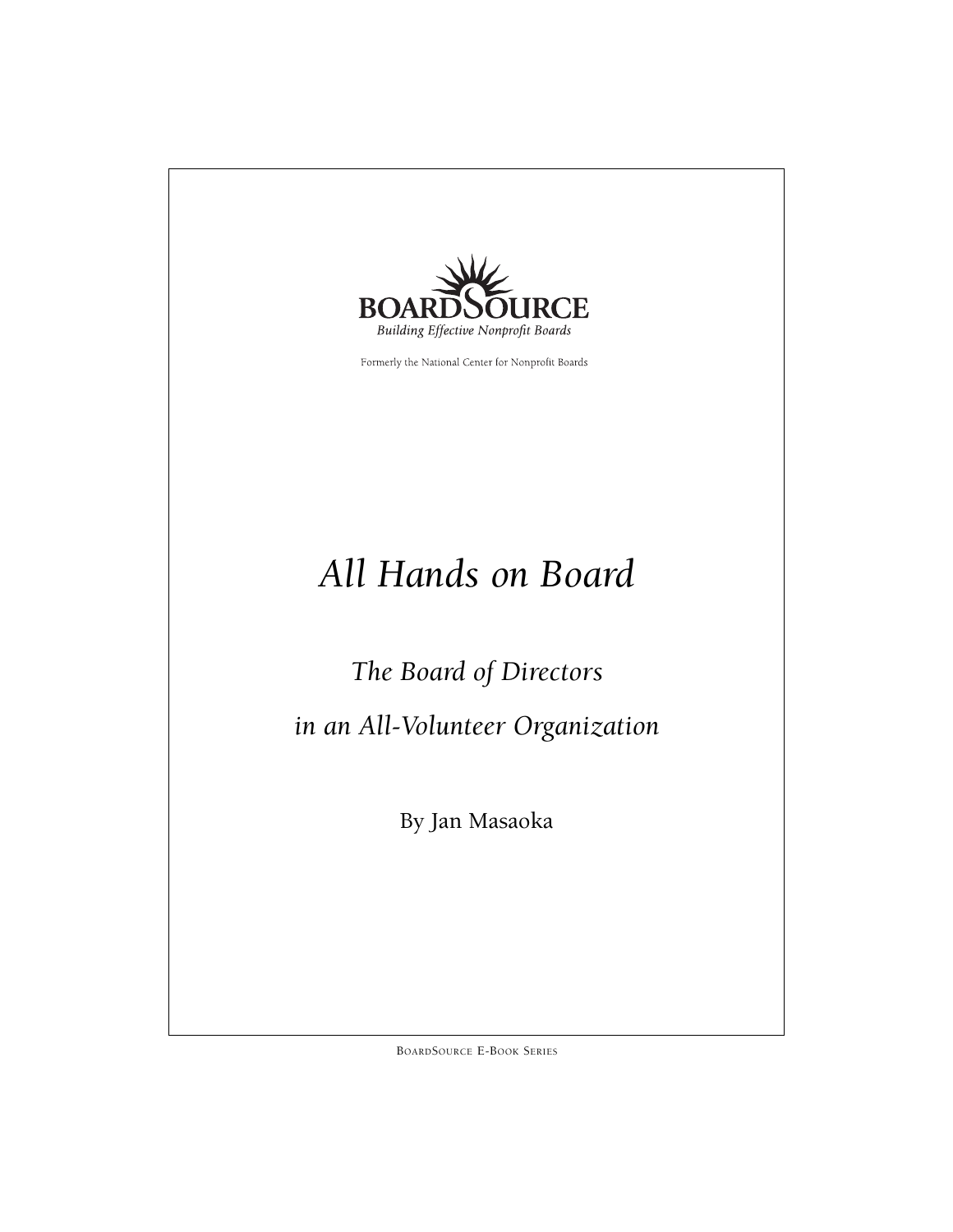BOARDSOURCE

*Building Effective Nonprofit Boards*

Formerly the National Center for Nonprofit Boards

# *All Hands on Board*

## *The Board of Directors in an All-Volunteer Organization*

By Jan Masaoka

BoardSource E-Book Series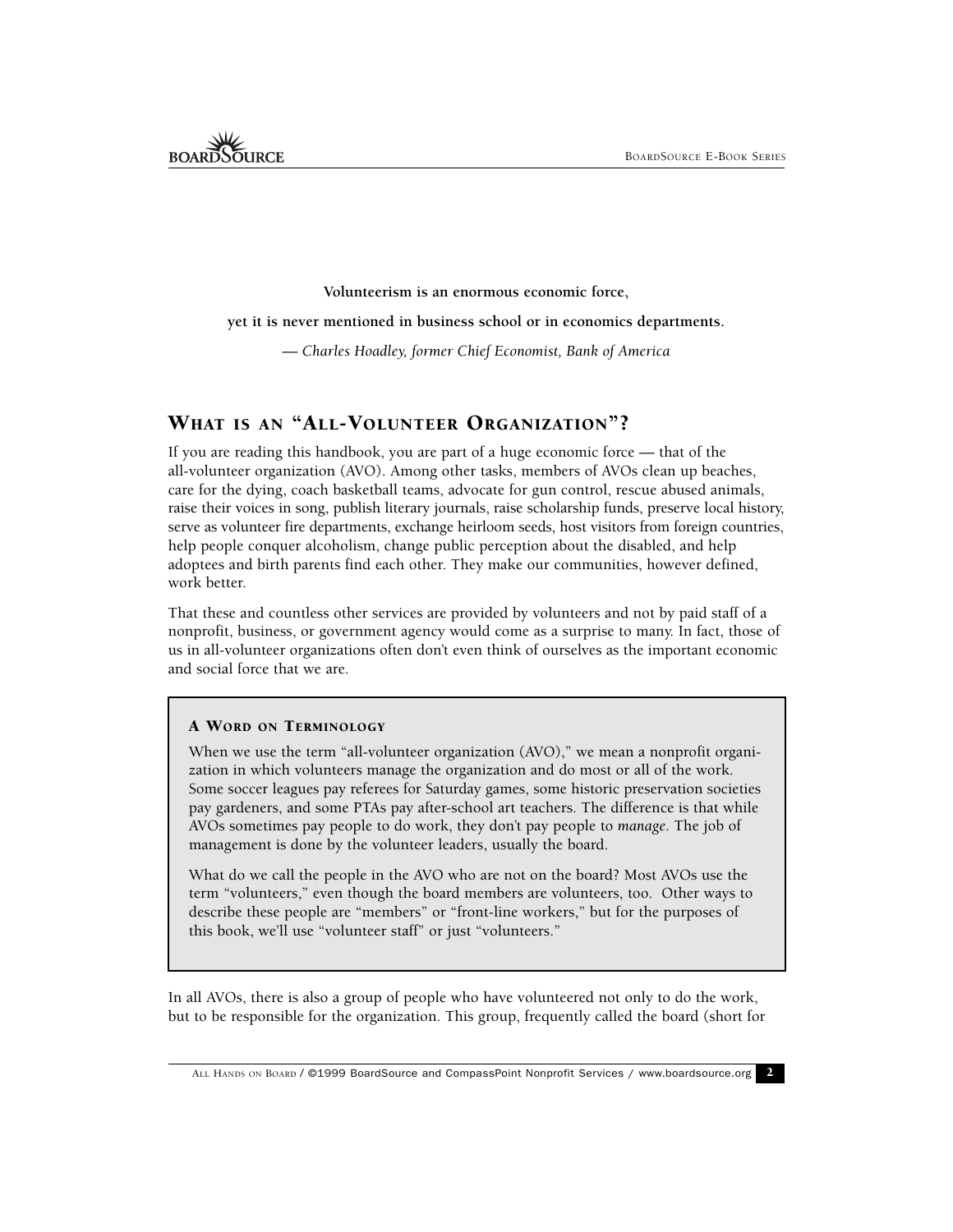**Volunteerism is an enormous economic force,**

**yet it is never mentioned in business school or in economics departments.**

*— Charles Hoadley, former Chief Economist, Bank of America*

## WHAT IS AN "ALL-VOLUNTEER ORGANIZATION"?

If you are reading this handbook, you are part of a huge economic force — that of the all-volunteer organization (AVO). Among other tasks, members of AVOs clean up beaches, care for the dying, coach basketball teams, advocate for gun control, rescue abused animals, raise their voices in song, publish literary journals, raise scholarship funds, preserve local history, serve as volunteer fire departments, exchange heirloom seeds, host visitors from foreign countries, help people conquer alcoholism, change public perception about the disabled, and help adoptees and birth parents find each other. They make our communities, however defined, work better.

That these and countless other services are provided by volunteers and not by paid staff of a nonprofit, business, or government agency would come as a surprise to many. In fact, those of us in all-volunteer organizations often don't even think of ourselves as the important economic and social force that we are.

> **A WORD ON TERMINOLOGY**
>
> When we use the term "all-volunteer organization (AVO)," we mean a nonprofit organization in which volunteers manage the organization and do most or all of the work. Some soccer leagues pay referees for Saturday games, some historic preservation societies pay gardeners, and some PTAs pay after-school art teachers. The difference is that while AVOs sometimes pay people to do work, they don't pay people to *manage*. The job of management is done by the volunteer leaders, usually the board.
>
> What do we call the people in the AVO who are not on the board? Most AVOs use the term "volunteers," even though the board members are volunteers, too. Other ways to describe these people are "members" or "front-line workers," but for the purposes of this book, we'll use "volunteer staff" or just "volunteers."

In all AVOs, there is also a group of people who have volunteered not only to do the work, but to be responsible for the organization. This group, frequently called the board (short for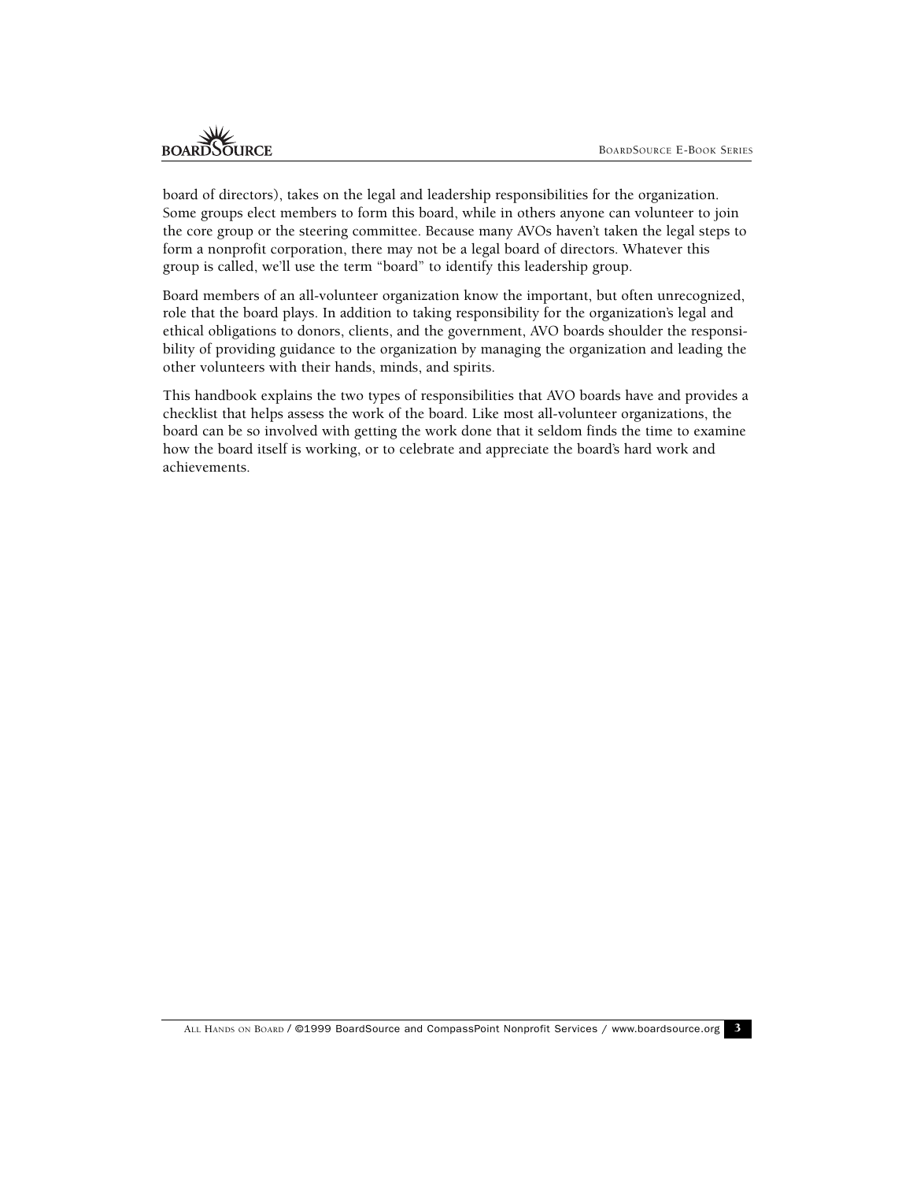board of directors), takes on the legal and leadership responsibilities for the organization. Some groups elect members to form this board, while in others anyone can volunteer to join the core group or the steering committee. Because many AVOs haven't taken the legal steps to form a nonprofit corporation, there may not be a legal board of directors. Whatever this group is called, we'll use the term "board" to identify this leadership group.

Board members of an all-volunteer organization know the important, but often unrecognized, role that the board plays. In addition to taking responsibility for the organization's legal and ethical obligations to donors, clients, and the government, AVO boards shoulder the responsibility of providing guidance to the organization by managing the organization and leading the other volunteers with their hands, minds, and spirits.

This handbook explains the two types of responsibilities that AVO boards have and provides a checklist that helps assess the work of the board. Like most all-volunteer organizations, the board can be so involved with getting the work done that it seldom finds the time to examine how the board itself is working, or to celebrate and appreciate the board's hard work and achievements.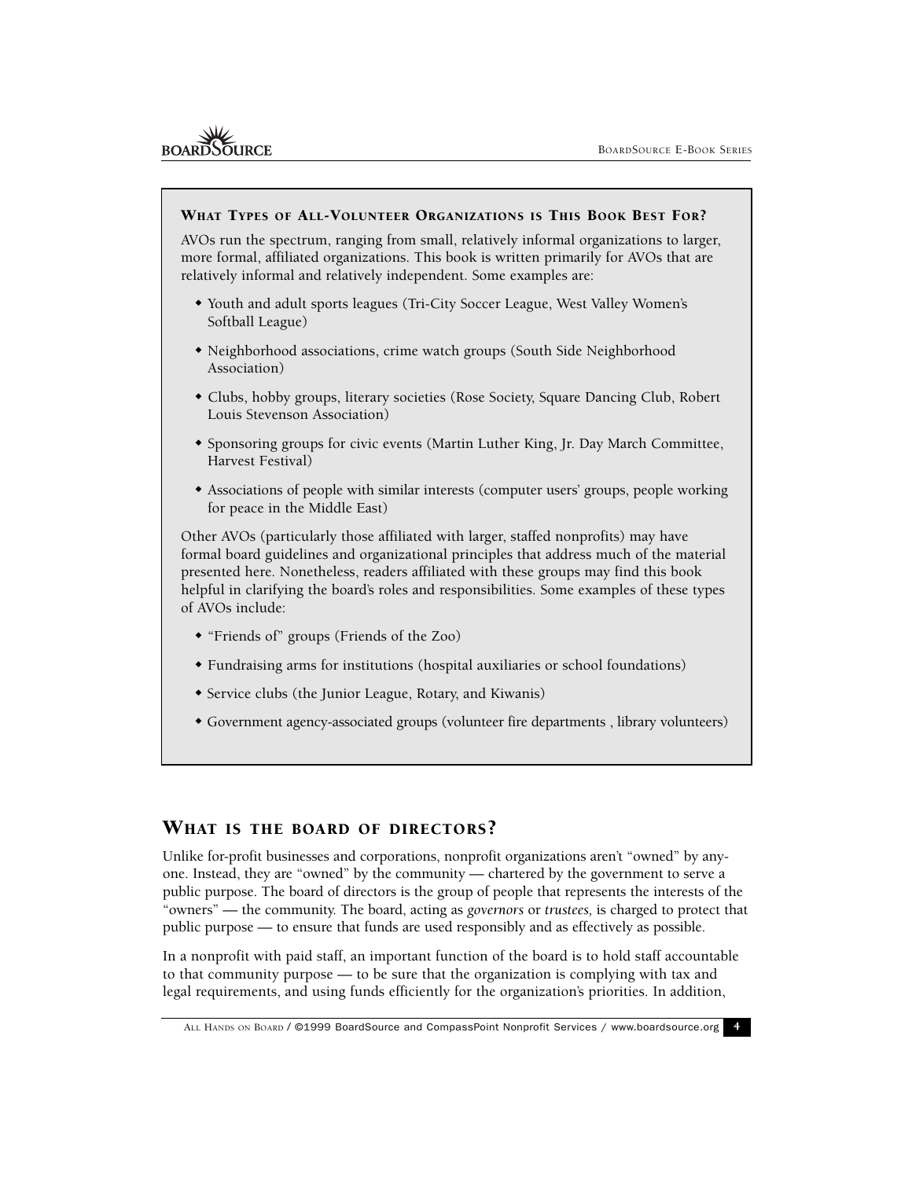### What Types of All-Volunteer Organizations is This Book Best For?

AVOs run the spectrum, ranging from small, relatively informal organizations to larger, more formal, affiliated organizations. This book is written primarily for AVOs that are relatively informal and relatively independent. Some examples are:

- Youth and adult sports leagues (Tri-City Soccer League, West Valley Women's Softball League)
- Neighborhood associations, crime watch groups (South Side Neighborhood Association)
- Clubs, hobby groups, literary societies (Rose Society, Square Dancing Club, Robert Louis Stevenson Association)
- Sponsoring groups for civic events (Martin Luther King, Jr. Day March Committee, Harvest Festival)
- Associations of people with similar interests (computer users' groups, people working for peace in the Middle East)

Other AVOs (particularly those affiliated with larger, staffed nonprofits) may have formal board guidelines and organizational principles that address much of the material presented here. Nonetheless, readers affiliated with these groups may find this book helpful in clarifying the board's roles and responsibilities. Some examples of these types of AVOs include:

- "Friends of" groups (Friends of the Zoo)
- Fundraising arms for institutions (hospital auxiliaries or school foundations)
- Service clubs (the Junior League, Rotary, and Kiwanis)
- Government agency-associated groups (volunteer fire departments , library volunteers)

## What is the board of directors?

Unlike for-profit businesses and corporations, nonprofit organizations aren't "owned" by anyone. Instead, they are "owned" by the community — chartered by the government to serve a public purpose. The board of directors is the group of people that represents the interests of the "owners" — the community. The board, acting as *governors* or *trustees,* is charged to protect that public purpose — to ensure that funds are used responsibly and as effectively as possible.

In a nonprofit with paid staff, an important function of the board is to hold staff accountable to that community purpose — to be sure that the organization is complying with tax and legal requirements, and using funds efficiently for the organization's priorities. In addition,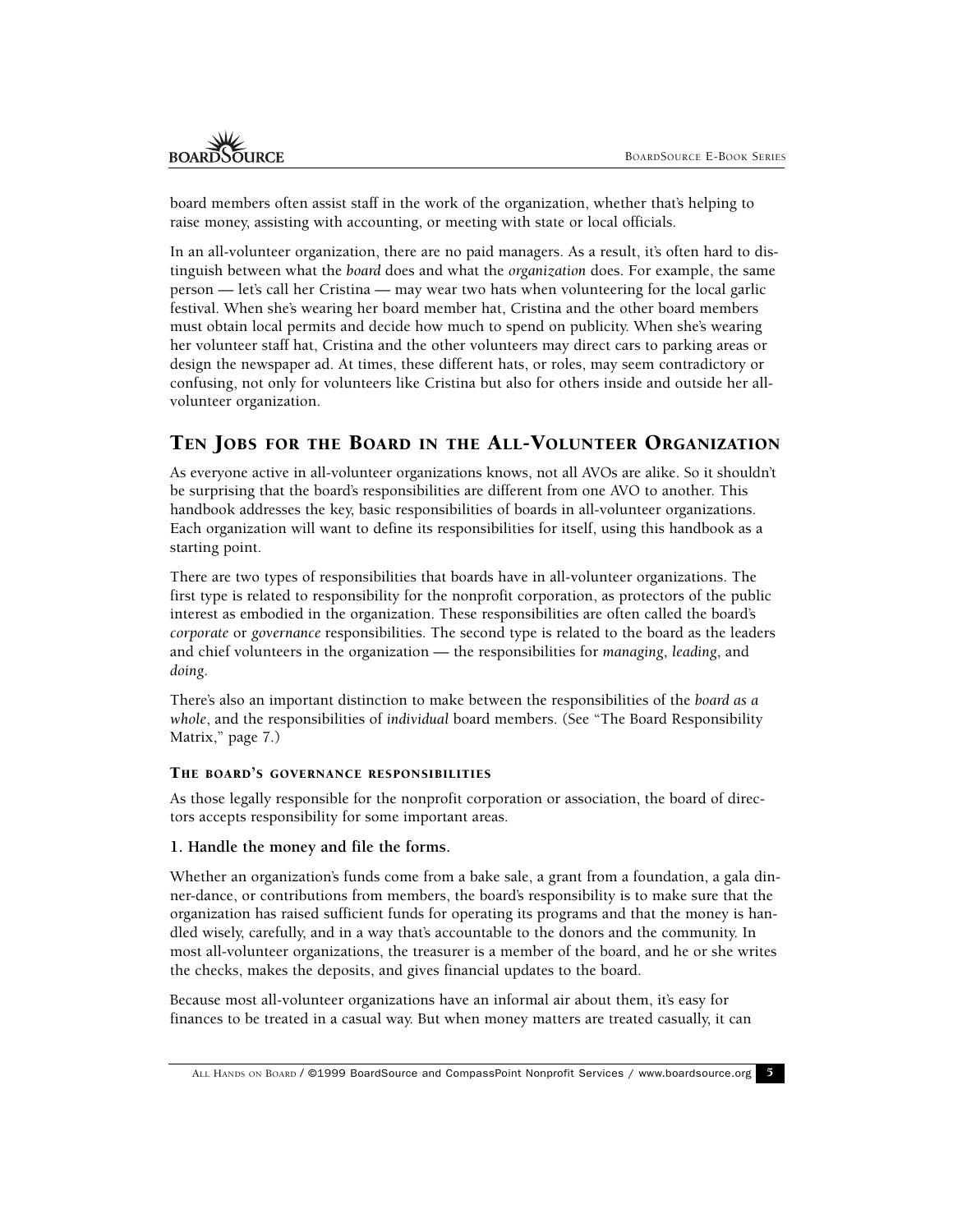board members often assist staff in the work of the organization, whether that's helping to raise money, assisting with accounting, or meeting with state or local officials.

In an all-volunteer organization, there are no paid managers. As a result, it's often hard to distinguish between what the *board* does and what the *organization* does. For example, the same person — let's call her Cristina — may wear two hats when volunteering for the local garlic festival. When she's wearing her board member hat, Cristina and the other board members must obtain local permits and decide how much to spend on publicity. When she's wearing her volunteer staff hat, Cristina and the other volunteers may direct cars to parking areas or design the newspaper ad. At times, these different hats, or roles, may seem contradictory or confusing, not only for volunteers like Cristina but also for others inside and outside her all-volunteer organization.

## Ten Jobs for the Board in the All-Volunteer Organization

As everyone active in all-volunteer organizations knows, not all AVOs are alike. So it shouldn't be surprising that the board's responsibilities are different from one AVO to another. This handbook addresses the key, basic responsibilities of boards in all-volunteer organizations. Each organization will want to define its responsibilities for itself, using this handbook as a starting point.

There are two types of responsibilities that boards have in all-volunteer organizations. The first type is related to responsibility for the nonprofit corporation, as protectors of the public interest as embodied in the organization. These responsibilities are often called the board's *corporate* or *governance* responsibilities. The second type is related to the board as the leaders and chief volunteers in the organization — the responsibilities for *managing*, *leading*, and *doing*.

There's also an important distinction to make between the responsibilities of the *board as a whole*, and the responsibilities of *individual* board members. (See "The Board Responsibility Matrix," page 7.)

### The board's governance responsibilities

As those legally responsible for the nonprofit corporation or association, the board of directors accepts responsibility for some important areas.

**1. Handle the money and file the forms.**

Whether an organization's funds come from a bake sale, a grant from a foundation, a gala dinner-dance, or contributions from members, the board's responsibility is to make sure that the organization has raised sufficient funds for operating its programs and that the money is handled wisely, carefully, and in a way that's accountable to the donors and the community. In most all-volunteer organizations, the treasurer is a member of the board, and he or she writes the checks, makes the deposits, and gives financial updates to the board.

Because most all-volunteer organizations have an informal air about them, it's easy for finances to be treated in a casual way. But when money matters are treated casually, it can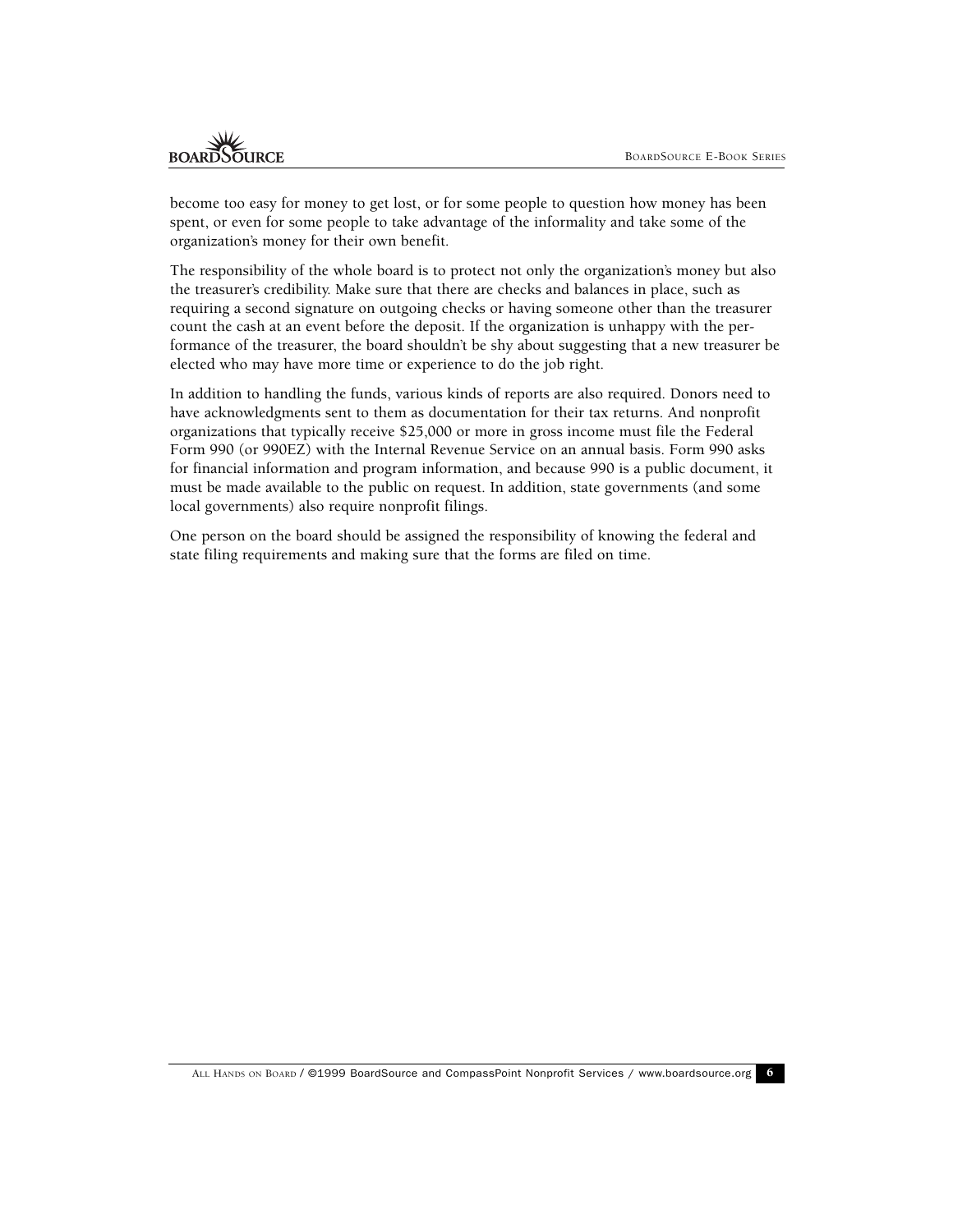become too easy for money to get lost, or for some people to question how money has been spent, or even for some people to take advantage of the informality and take some of the organization's money for their own benefit.

The responsibility of the whole board is to protect not only the organization's money but also the treasurer's credibility. Make sure that there are checks and balances in place, such as requiring a second signature on outgoing checks or having someone other than the treasurer count the cash at an event before the deposit. If the organization is unhappy with the performance of the treasurer, the board shouldn't be shy about suggesting that a new treasurer be elected who may have more time or experience to do the job right.

In addition to handling the funds, various kinds of reports are also required. Donors need to have acknowledgments sent to them as documentation for their tax returns. And nonprofit organizations that typically receive $25,000 or more in gross income must file the Federal Form 990 (or 990EZ) with the Internal Revenue Service on an annual basis. Form 990 asks for financial information and program information, and because 990 is a public document, it must be made available to the public on request. In addition, state governments (and some local governments) also require nonprofit filings.

One person on the board should be assigned the responsibility of knowing the federal and state filing requirements and making sure that the forms are filed on time.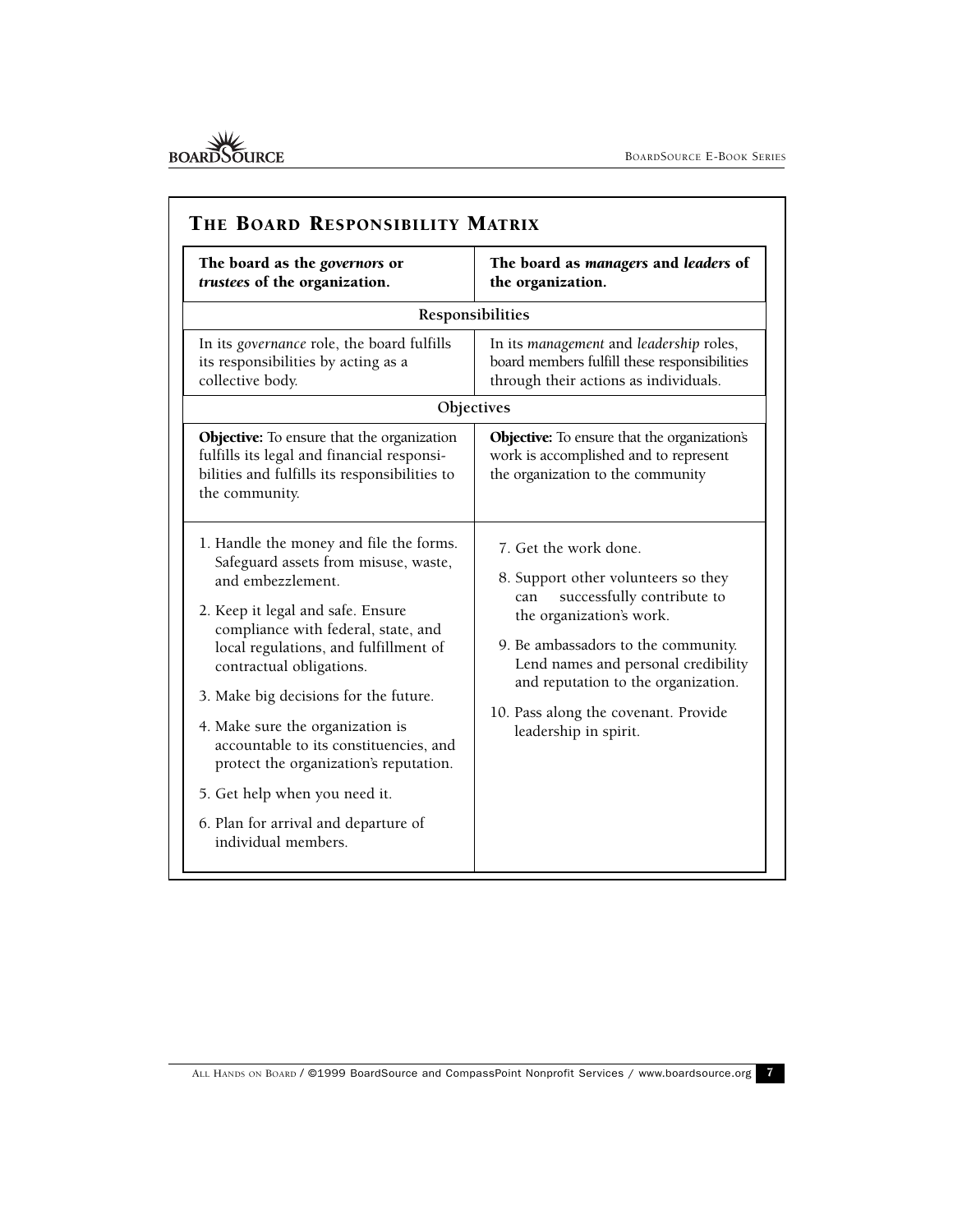## The Board Responsibility Matrix

| The board as the *governors* or *trustees* of the organization. | The board as *managers* and *leaders* of the organization. |
|---|---|
| **Responsibilities** | |
| In its *governance* role, the board fulfills its responsibilities by acting as a collective body. | In its *management* and *leadership* roles, board members fulfill these responsibilities through their actions as individuals. |
| **Objectives** | |
| **Objective:** To ensure that the organization fulfills its legal and financial responsibilities and fulfills its responsibilities to the community. | **Objective:** To ensure that the organization's work is accomplished and to represent the organization to the community |
| 1. Handle the money and file the forms. Safeguard assets from misuse, waste, and embezzlement.<br>2. Keep it legal and safe. Ensure compliance with federal, state, and local regulations, and fulfillment of contractual obligations.<br>3. Make big decisions for the future.<br>4. Make sure the organization is accountable to its constituencies, and protect the organization's reputation.<br>5. Get help when you need it.<br>6. Plan for arrival and departure of individual members. | 7. Get the work done.<br>8. Support other volunteers so they can successfully contribute to the organization's work.<br>9. Be ambassadors to the community. Lend names and personal credibility and reputation to the organization.<br>10. Pass along the covenant. Provide leadership in spirit. |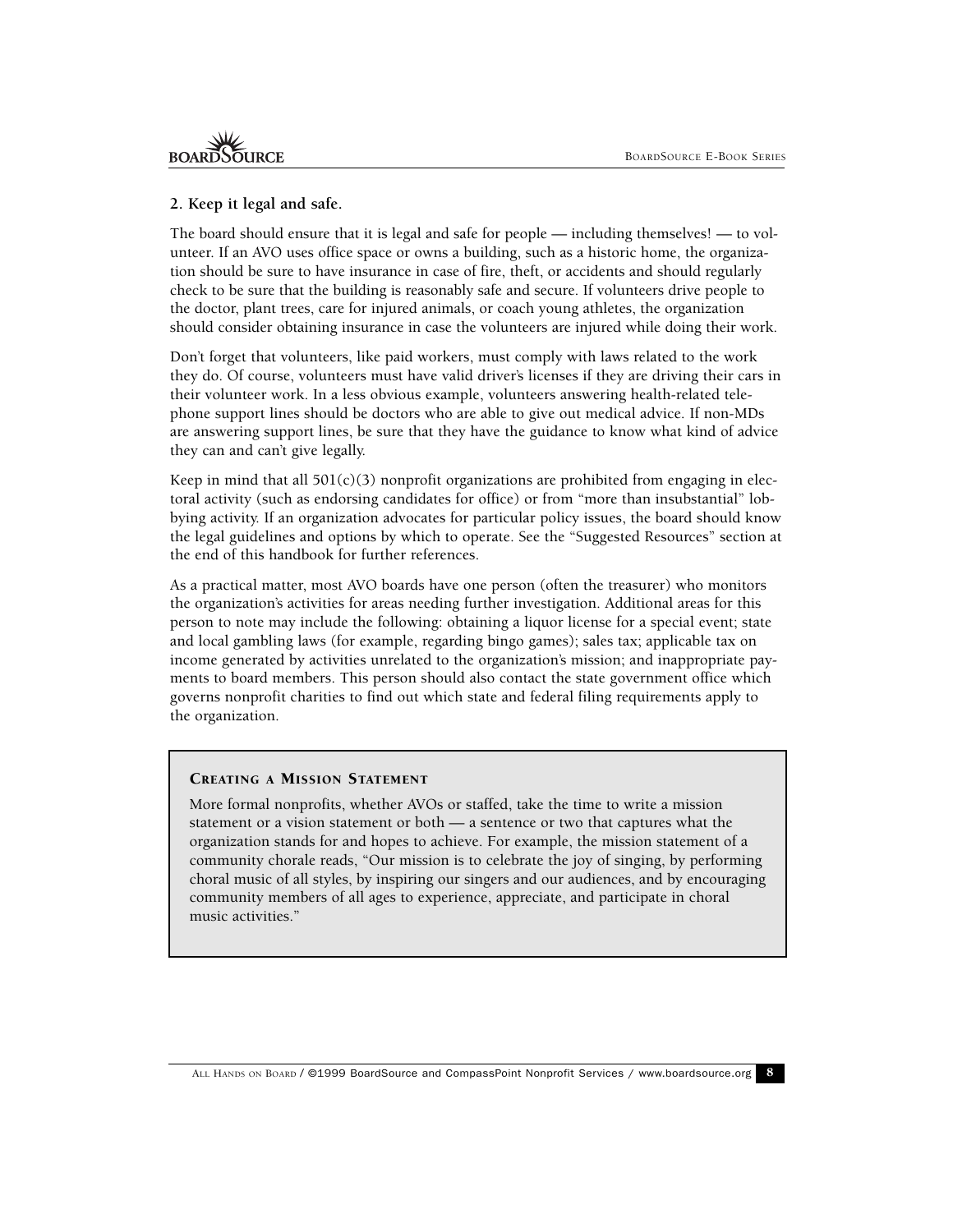### 2. Keep it legal and safe.

The board should ensure that it is legal and safe for people — including themselves! — to volunteer. If an AVO uses office space or owns a building, such as a historic home, the organization should be sure to have insurance in case of fire, theft, or accidents and should regularly check to be sure that the building is reasonably safe and secure. If volunteers drive people to the doctor, plant trees, care for injured animals, or coach young athletes, the organization should consider obtaining insurance in case the volunteers are injured while doing their work.

Don't forget that volunteers, like paid workers, must comply with laws related to the work they do. Of course, volunteers must have valid driver's licenses if they are driving their cars in their volunteer work. In a less obvious example, volunteers answering health-related telephone support lines should be doctors who are able to give out medical advice. If non-MDs are answering support lines, be sure that they have the guidance to know what kind of advice they can and can't give legally.

Keep in mind that all 501(c)(3) nonprofit organizations are prohibited from engaging in electoral activity (such as endorsing candidates for office) or from "more than insubstantial" lobbying activity. If an organization advocates for particular policy issues, the board should know the legal guidelines and options by which to operate. See the "Suggested Resources" section at the end of this handbook for further references.

As a practical matter, most AVO boards have one person (often the treasurer) who monitors the organization's activities for areas needing further investigation. Additional areas for this person to note may include the following: obtaining a liquor license for a special event; state and local gambling laws (for example, regarding bingo games); sales tax; applicable tax on income generated by activities unrelated to the organization's mission; and inappropriate payments to board members. This person should also contact the state government office which governs nonprofit charities to find out which state and federal filing requirements apply to the organization.

> **CREATING A MISSION STATEMENT**
>
> More formal nonprofits, whether AVOs or staffed, take the time to write a mission statement or a vision statement or both — a sentence or two that captures what the organization stands for and hopes to achieve. For example, the mission statement of a community chorale reads, "Our mission is to celebrate the joy of singing, by performing choral music of all styles, by inspiring our singers and our audiences, and by encouraging community members of all ages to experience, appreciate, and participate in choral music activities."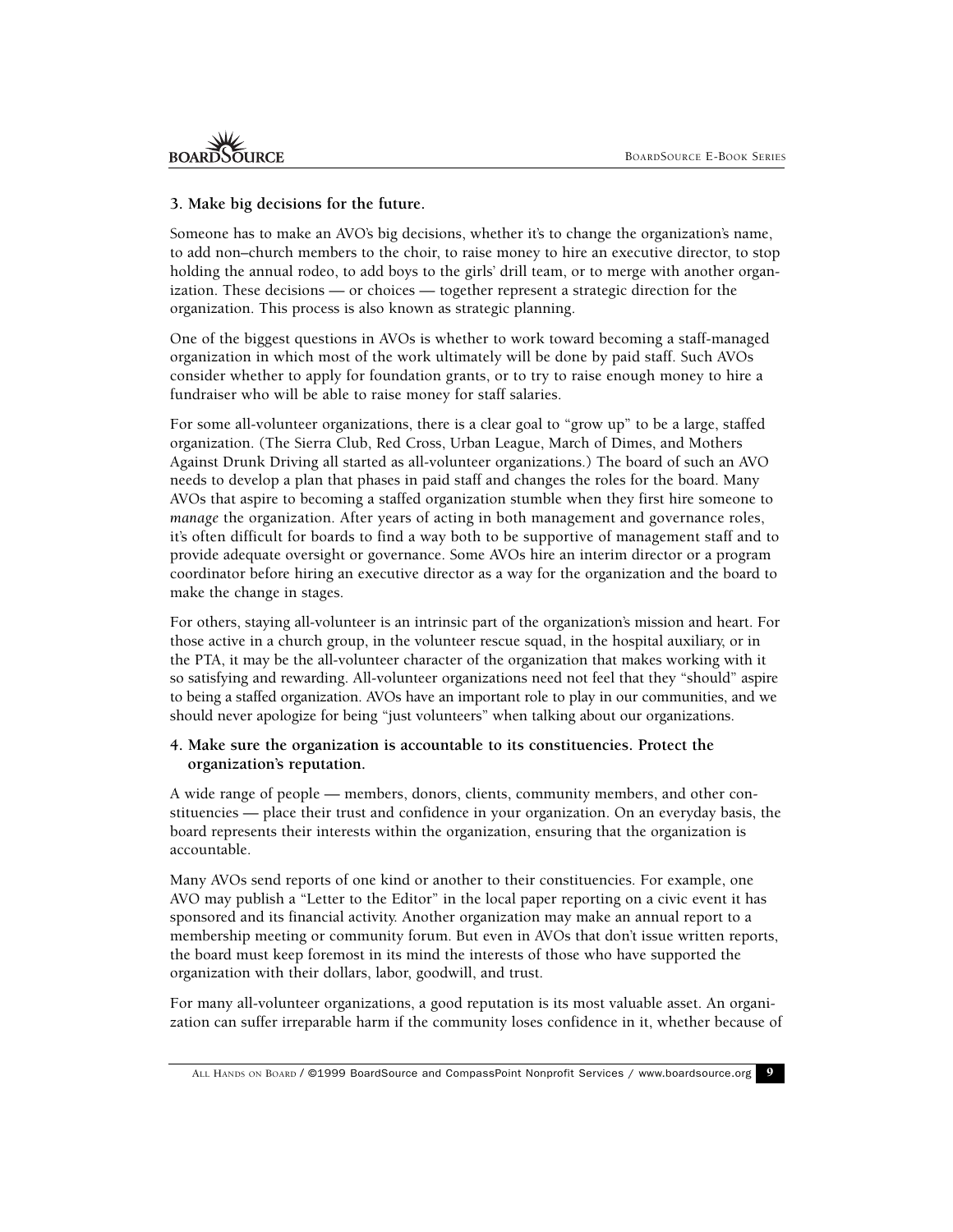### 3. Make big decisions for the future.

Someone has to make an AVO's big decisions, whether it's to change the organization's name, to add non–church members to the choir, to raise money to hire an executive director, to stop holding the annual rodeo, to add boys to the girls' drill team, or to merge with another organization. These decisions — or choices — together represent a strategic direction for the organization. This process is also known as strategic planning.

One of the biggest questions in AVOs is whether to work toward becoming a staff-managed organization in which most of the work ultimately will be done by paid staff. Such AVOs consider whether to apply for foundation grants, or to try to raise enough money to hire a fundraiser who will be able to raise money for staff salaries.

For some all-volunteer organizations, there is a clear goal to "grow up" to be a large, staffed organization. (The Sierra Club, Red Cross, Urban League, March of Dimes, and Mothers Against Drunk Driving all started as all-volunteer organizations.) The board of such an AVO needs to develop a plan that phases in paid staff and changes the roles for the board. Many AVOs that aspire to becoming a staffed organization stumble when they first hire someone to *manage* the organization. After years of acting in both management and governance roles, it's often difficult for boards to find a way both to be supportive of management staff and to provide adequate oversight or governance. Some AVOs hire an interim director or a program coordinator before hiring an executive director as a way for the organization and the board to make the change in stages.

For others, staying all-volunteer is an intrinsic part of the organization's mission and heart. For those active in a church group, in the volunteer rescue squad, in the hospital auxiliary, or in the PTA, it may be the all-volunteer character of the organization that makes working with it so satisfying and rewarding. All-volunteer organizations need not feel that they "should" aspire to being a staffed organization. AVOs have an important role to play in our communities, and we should never apologize for being "just volunteers" when talking about our organizations.

### 4. Make sure the organization is accountable to its constituencies. Protect the organization's reputation.

A wide range of people — members, donors, clients, community members, and other constituencies — place their trust and confidence in your organization. On an everyday basis, the board represents their interests within the organization, ensuring that the organization is accountable.

Many AVOs send reports of one kind or another to their constituencies. For example, one AVO may publish a "Letter to the Editor" in the local paper reporting on a civic event it has sponsored and its financial activity. Another organization may make an annual report to a membership meeting or community forum. But even in AVOs that don't issue written reports, the board must keep foremost in its mind the interests of those who have supported the organization with their dollars, labor, goodwill, and trust.

For many all-volunteer organizations, a good reputation is its most valuable asset. An organization can suffer irreparable harm if the community loses confidence in it, whether because of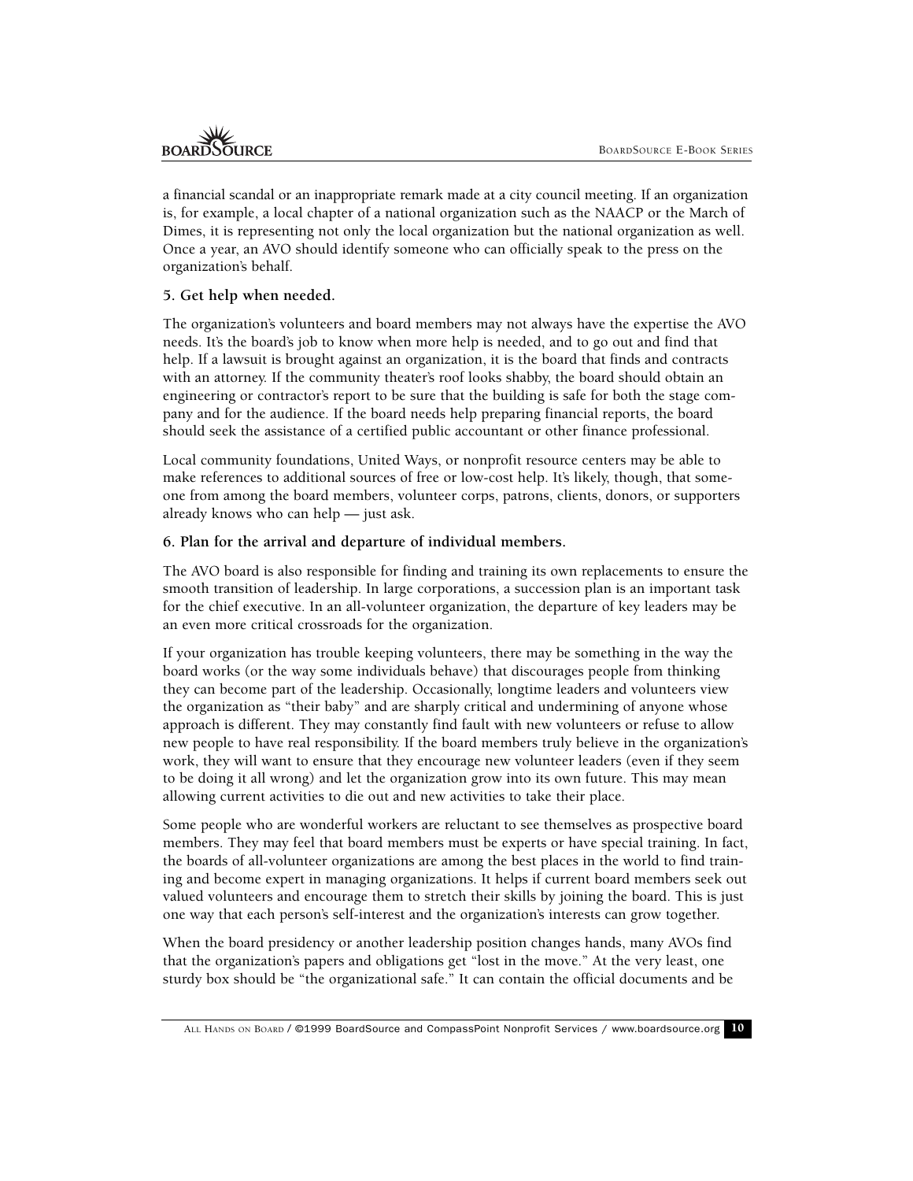a financial scandal or an inappropriate remark made at a city council meeting. If an organization is, for example, a local chapter of a national organization such as the NAACP or the March of Dimes, it is representing not only the local organization but the national organization as well. Once a year, an AVO should identify someone who can officially speak to the press on the organization's behalf.

**5. Get help when needed.**

The organization's volunteers and board members may not always have the expertise the AVO needs. It's the board's job to know when more help is needed, and to go out and find that help. If a lawsuit is brought against an organization, it is the board that finds and contracts with an attorney. If the community theater's roof looks shabby, the board should obtain an engineering or contractor's report to be sure that the building is safe for both the stage company and for the audience. If the board needs help preparing financial reports, the board should seek the assistance of a certified public accountant or other finance professional.

Local community foundations, United Ways, or nonprofit resource centers may be able to make references to additional sources of free or low-cost help. It's likely, though, that someone from among the board members, volunteer corps, patrons, clients, donors, or supporters already knows who can help — just ask.

**6. Plan for the arrival and departure of individual members.**

The AVO board is also responsible for finding and training its own replacements to ensure the smooth transition of leadership. In large corporations, a succession plan is an important task for the chief executive. In an all-volunteer organization, the departure of key leaders may be an even more critical crossroads for the organization.

If your organization has trouble keeping volunteers, there may be something in the way the board works (or the way some individuals behave) that discourages people from thinking they can become part of the leadership. Occasionally, longtime leaders and volunteers view the organization as "their baby" and are sharply critical and undermining of anyone whose approach is different. They may constantly find fault with new volunteers or refuse to allow new people to have real responsibility. If the board members truly believe in the organization's work, they will want to ensure that they encourage new volunteer leaders (even if they seem to be doing it all wrong) and let the organization grow into its own future. This may mean allowing current activities to die out and new activities to take their place.

Some people who are wonderful workers are reluctant to see themselves as prospective board members. They may feel that board members must be experts or have special training. In fact, the boards of all-volunteer organizations are among the best places in the world to find training and become expert in managing organizations. It helps if current board members seek out valued volunteers and encourage them to stretch their skills by joining the board. This is just one way that each person's self-interest and the organization's interests can grow together.

When the board presidency or another leadership position changes hands, many AVOs find that the organization's papers and obligations get "lost in the move." At the very least, one sturdy box should be "the organizational safe." It can contain the official documents and be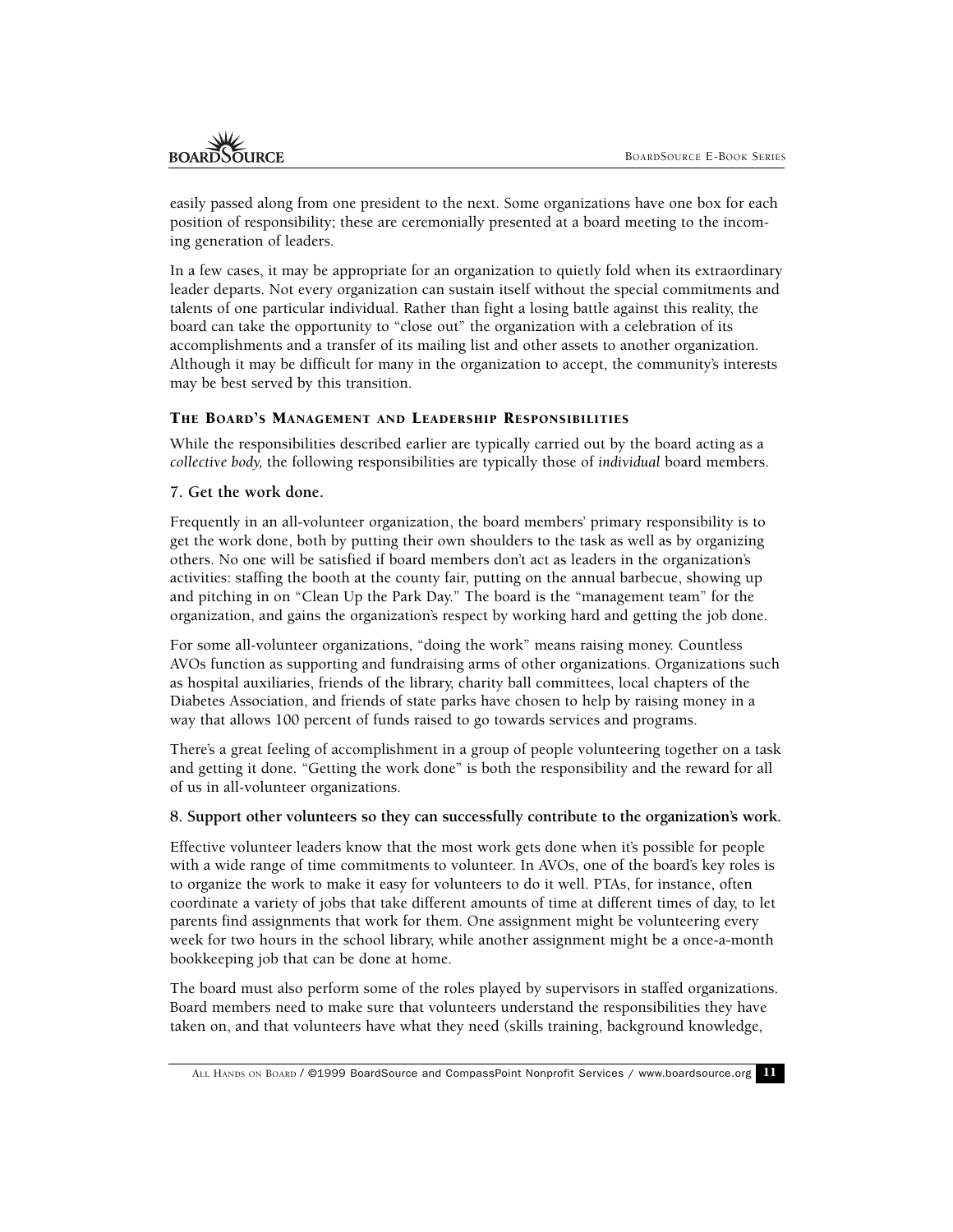easily passed along from one president to the next. Some organizations have one box for each position of responsibility; these are ceremonially presented at a board meeting to the incoming generation of leaders.

In a few cases, it may be appropriate for an organization to quietly fold when its extraordinary leader departs. Not every organization can sustain itself without the special commitments and talents of one particular individual. Rather than fight a losing battle against this reality, the board can take the opportunity to "close out" the organization with a celebration of its accomplishments and a transfer of its mailing list and other assets to another organization. Although it may be difficult for many in the organization to accept, the community's interests may be best served by this transition.

### THE BOARD'S MANAGEMENT AND LEADERSHIP RESPONSIBILITIES

While the responsibilities described earlier are typically carried out by the board acting as a *collective body,* the following responsibilities are typically those of *individual* board members.

#### 7. Get the work done.

Frequently in an all-volunteer organization, the board members' primary responsibility is to get the work done, both by putting their own shoulders to the task as well as by organizing others. No one will be satisfied if board members don't act as leaders in the organization's activities: staffing the booth at the county fair, putting on the annual barbecue, showing up and pitching in on "Clean Up the Park Day." The board is the "management team" for the organization, and gains the organization's respect by working hard and getting the job done.

For some all-volunteer organizations, "doing the work" means raising money. Countless AVOs function as supporting and fundraising arms of other organizations. Organizations such as hospital auxiliaries, friends of the library, charity ball committees, local chapters of the Diabetes Association, and friends of state parks have chosen to help by raising money in a way that allows 100 percent of funds raised to go towards services and programs.

There's a great feeling of accomplishment in a group of people volunteering together on a task and getting it done. "Getting the work done" is both the responsibility and the reward for all of us in all-volunteer organizations.

#### 8. Support other volunteers so they can successfully contribute to the organization's work.

Effective volunteer leaders know that the most work gets done when it's possible for people with a wide range of time commitments to volunteer. In AVOs, one of the board's key roles is to organize the work to make it easy for volunteers to do it well. PTAs, for instance, often coordinate a variety of jobs that take different amounts of time at different times of day, to let parents find assignments that work for them. One assignment might be volunteering every week for two hours in the school library, while another assignment might be a once-a-month bookkeeping job that can be done at home.

The board must also perform some of the roles played by supervisors in staffed organizations. Board members need to make sure that volunteers understand the responsibilities they have taken on, and that volunteers have what they need (skills training, background knowledge,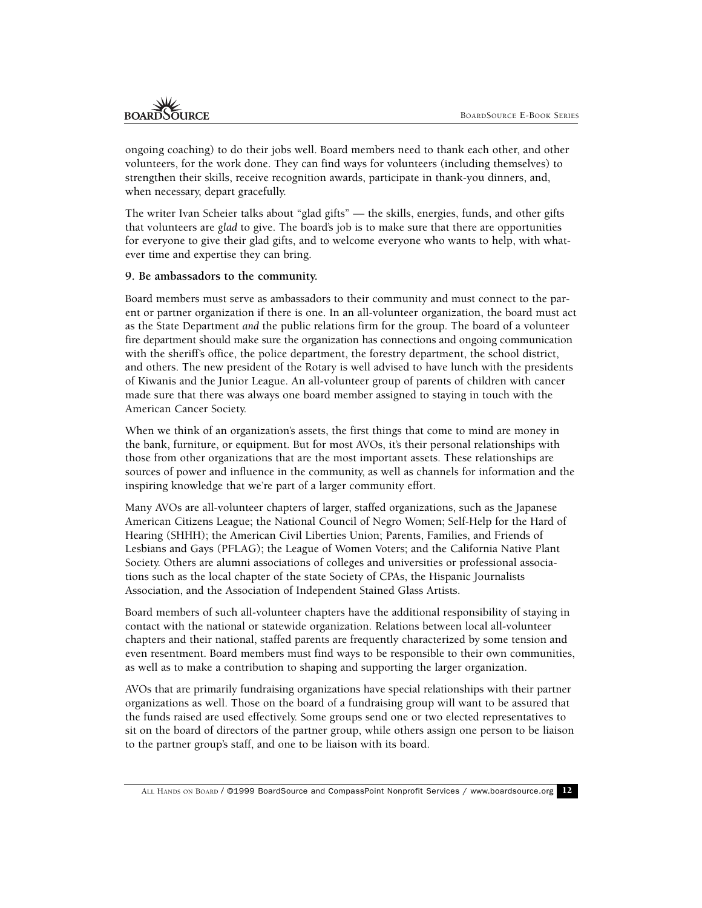ongoing coaching) to do their jobs well. Board members need to thank each other, and other volunteers, for the work done. They can find ways for volunteers (including themselves) to strengthen their skills, receive recognition awards, participate in thank-you dinners, and, when necessary, depart gracefully.

The writer Ivan Scheier talks about "glad gifts" — the skills, energies, funds, and other gifts that volunteers are *glad* to give. The board's job is to make sure that there are opportunities for everyone to give their glad gifts, and to welcome everyone who wants to help, with whatever time and expertise they can bring.

**9. Be ambassadors to the community.**

Board members must serve as ambassadors to their community and must connect to the parent or partner organization if there is one. In an all-volunteer organization, the board must act as the State Department *and* the public relations firm for the group. The board of a volunteer fire department should make sure the organization has connections and ongoing communication with the sheriff's office, the police department, the forestry department, the school district, and others. The new president of the Rotary is well advised to have lunch with the presidents of Kiwanis and the Junior League. An all-volunteer group of parents of children with cancer made sure that there was always one board member assigned to staying in touch with the American Cancer Society.

When we think of an organization's assets, the first things that come to mind are money in the bank, furniture, or equipment. But for most AVOs, it's their personal relationships with those from other organizations that are the most important assets. These relationships are sources of power and influence in the community, as well as channels for information and the inspiring knowledge that we're part of a larger community effort.

Many AVOs are all-volunteer chapters of larger, staffed organizations, such as the Japanese American Citizens League; the National Council of Negro Women; Self-Help for the Hard of Hearing (SHHH); the American Civil Liberties Union; Parents, Families, and Friends of Lesbians and Gays (PFLAG); the League of Women Voters; and the California Native Plant Society. Others are alumni associations of colleges and universities or professional associations such as the local chapter of the state Society of CPAs, the Hispanic Journalists Association, and the Association of Independent Stained Glass Artists.

Board members of such all-volunteer chapters have the additional responsibility of staying in contact with the national or statewide organization. Relations between local all-volunteer chapters and their national, staffed parents are frequently characterized by some tension and even resentment. Board members must find ways to be responsible to their own communities, as well as to make a contribution to shaping and supporting the larger organization.

AVOs that are primarily fundraising organizations have special relationships with their partner organizations as well. Those on the board of a fundraising group will want to be assured that the funds raised are used effectively. Some groups send one or two elected representatives to sit on the board of directors of the partner group, while others assign one person to be liaison to the partner group's staff, and one to be liaison with its board.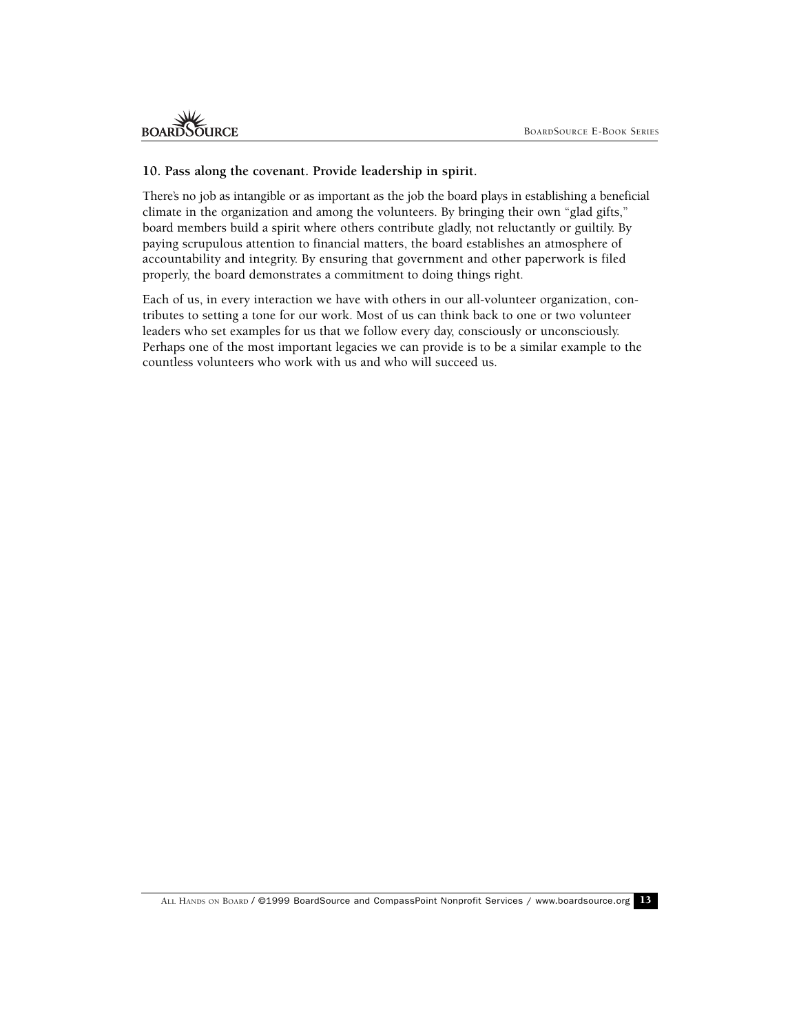### 10. Pass along the covenant. Provide leadership in spirit.

There's no job as intangible or as important as the job the board plays in establishing a beneficial climate in the organization and among the volunteers. By bringing their own "glad gifts," board members build a spirit where others contribute gladly, not reluctantly or guiltily. By paying scrupulous attention to financial matters, the board establishes an atmosphere of accountability and integrity. By ensuring that government and other paperwork is filed properly, the board demonstrates a commitment to doing things right.

Each of us, in every interaction we have with others in our all-volunteer organization, contributes to setting a tone for our work. Most of us can think back to one or two volunteer leaders who set examples for us that we follow every day, consciously or unconsciously. Perhaps one of the most important legacies we can provide is to be a similar example to the countless volunteers who work with us and who will succeed us.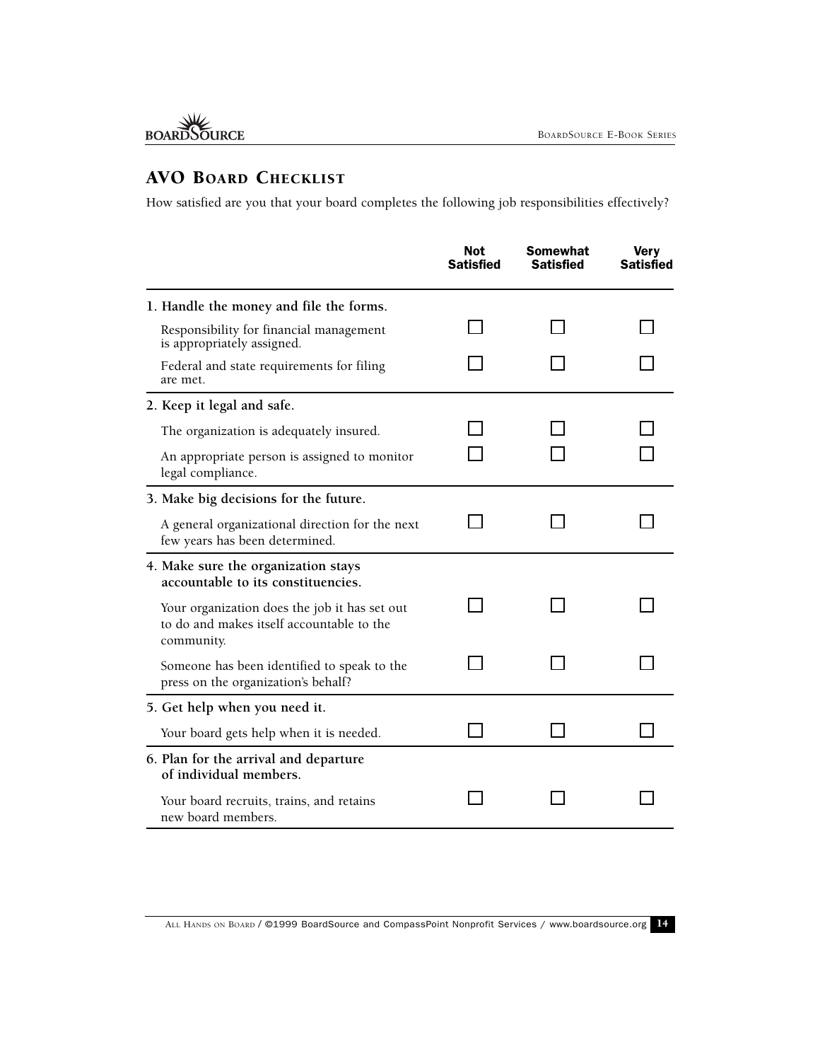## AVO Board Checklist

How satisfied are you that your board completes the following job responsibilities effectively?

| | Not Satisfied | Somewhat Satisfied | Very Satisfied |
|---|---|---|---|
| **1. Handle the money and file the forms.** | | | |
| Responsibility for financial management is appropriately assigned. | ☐ | ☐ | ☐ |
| Federal and state requirements for filing are met. | ☐ | ☐ | ☐ |
| **2. Keep it legal and safe.** | | | |
| The organization is adequately insured. | ☐ | ☐ | ☐ |
| An appropriate person is assigned to monitor legal compliance. | ☐ | ☐ | ☐ |
| **3. Make big decisions for the future.** | | | |
| A general organizational direction for the next few years has been determined. | ☐ | ☐ | ☐ |
| **4. Make sure the organization stays accountable to its constituencies.** | | | |
| Your organization does the job it has set out to do and makes itself accountable to the community. | ☐ | ☐ | ☐ |
| Someone has been identified to speak to the press on the organization's behalf? | ☐ | ☐ | ☐ |
| **5. Get help when you need it.** | | | |
| Your board gets help when it is needed. | ☐ | ☐ | ☐ |
| **6. Plan for the arrival and departure of individual members.** | | | |
| Your board recruits, trains, and retains new board members. | ☐ | ☐ | ☐ |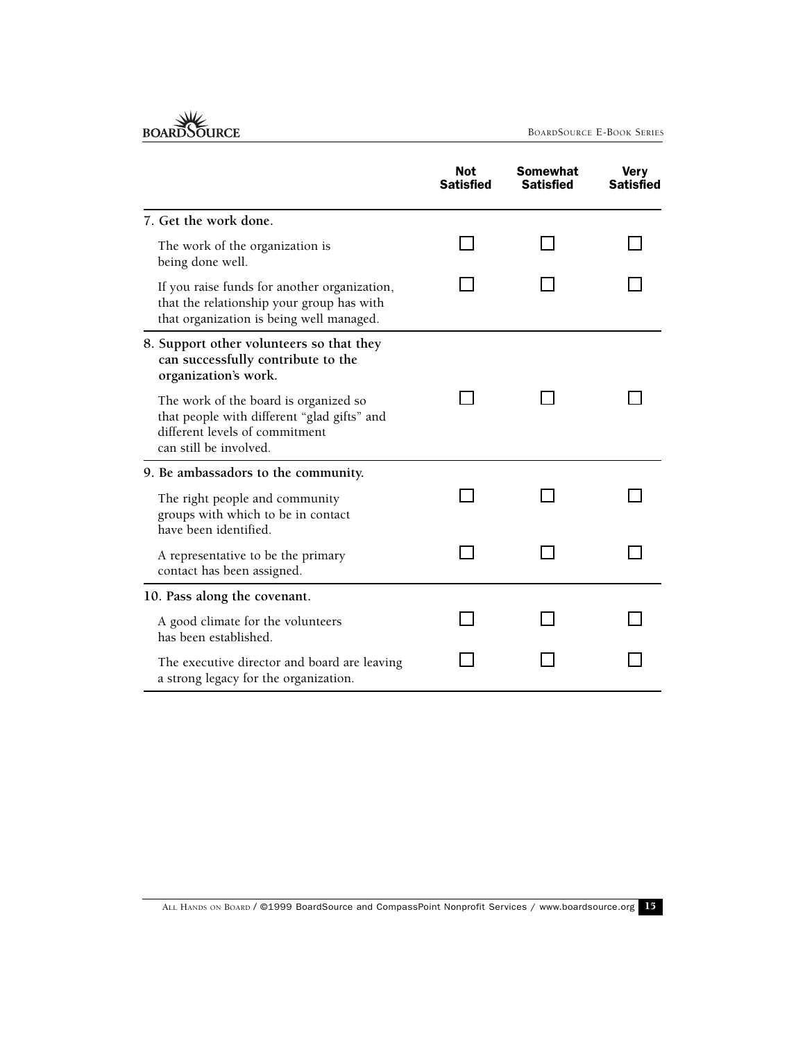| | Not Satisfied | Somewhat Satisfied | Very Satisfied |
|---|---|---|---|
| **7. Get the work done.** | | | |
| The work of the organization is being done well. | ☐ | ☐ | ☐ |
| If you raise funds for another organization, that the relationship your group has with that organization is being well managed. | ☐ | ☐ | ☐ |
| **8. Support other volunteers so that they can successfully contribute to the organization's work.** | | | |
| The work of the board is organized so that people with different "glad gifts" and different levels of commitment can still be involved. | ☐ | ☐ | ☐ |
| **9. Be ambassadors to the community.** | | | |
| The right people and community groups with which to be in contact have been identified. | ☐ | ☐ | ☐ |
| A representative to be the primary contact has been assigned. | ☐ | ☐ | ☐ |
| **10. Pass along the covenant.** | | | |
| A good climate for the volunteers has been established. | ☐ | ☐ | ☐ |
| The executive director and board are leaving a strong legacy for the organization. | ☐ | ☐ | ☐ |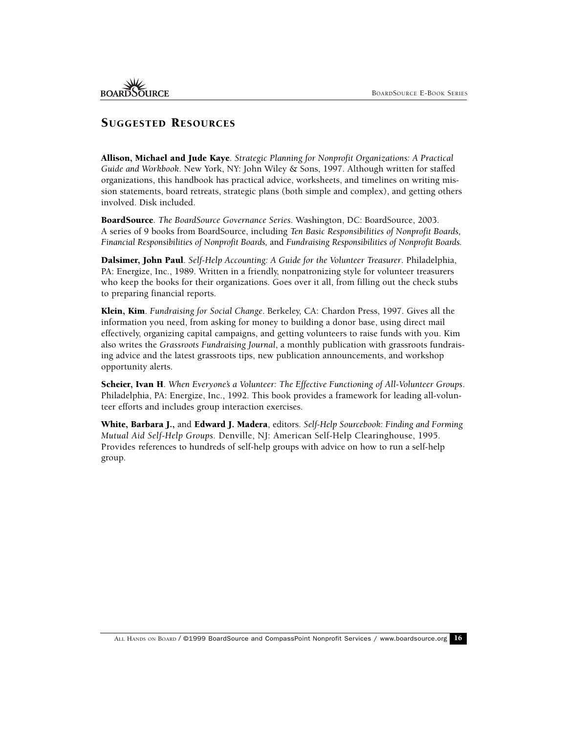## Suggested Resources

**Allison, Michael and Jude Kaye**. *Strategic Planning for Nonprofit Organizations: A Practical Guide and Workbook*. New York, NY: John Wiley & Sons, 1997. Although written for staffed organizations, this handbook has practical advice, worksheets, and timelines on writing mission statements, board retreats, strategic plans (both simple and complex), and getting others involved. Disk included.

**BoardSource**. *The BoardSource Governance Series*. Washington, DC: BoardSource, 2003. A series of 9 books from BoardSource, including *Ten Basic Responsibilities of Nonprofit Boards, Financial Responsibilities of Nonprofit Boards,* and *Fundraising Responsibilities of Nonprofit Boards.*

**Dalsimer, John Paul**. *Self-Help Accounting: A Guide for the Volunteer Treasurer*. Philadelphia, PA: Energize, Inc., 1989. Written in a friendly, nonpatronizing style for volunteer treasurers who keep the books for their organizations. Goes over it all, from filling out the check stubs to preparing financial reports.

**Klein, Kim**. *Fundraising for Social Change*. Berkeley, CA: Chardon Press, 1997. Gives all the information you need, from asking for money to building a donor base, using direct mail effectively, organizing capital campaigns, and getting volunteers to raise funds with you. Kim also writes the *Grassroots Fundraising Journal*, a monthly publication with grassroots fundraising advice and the latest grassroots tips, new publication announcements, and workshop opportunity alerts.

**Scheier, Ivan H**. *When Everyone's a Volunteer: The Effective Functioning of All-Volunteer Groups*. Philadelphia, PA: Energize, Inc., 1992. This book provides a framework for leading all-volunteer efforts and includes group interaction exercises.

**White, Barbara J.,** and **Edward J. Madera**, editors. *Self-Help Sourcebook: Finding and Forming Mutual Aid Self-Help Groups*. Denville, NJ: American Self-Help Clearinghouse, 1995. Provides references to hundreds of self-help groups with advice on how to run a self-help group.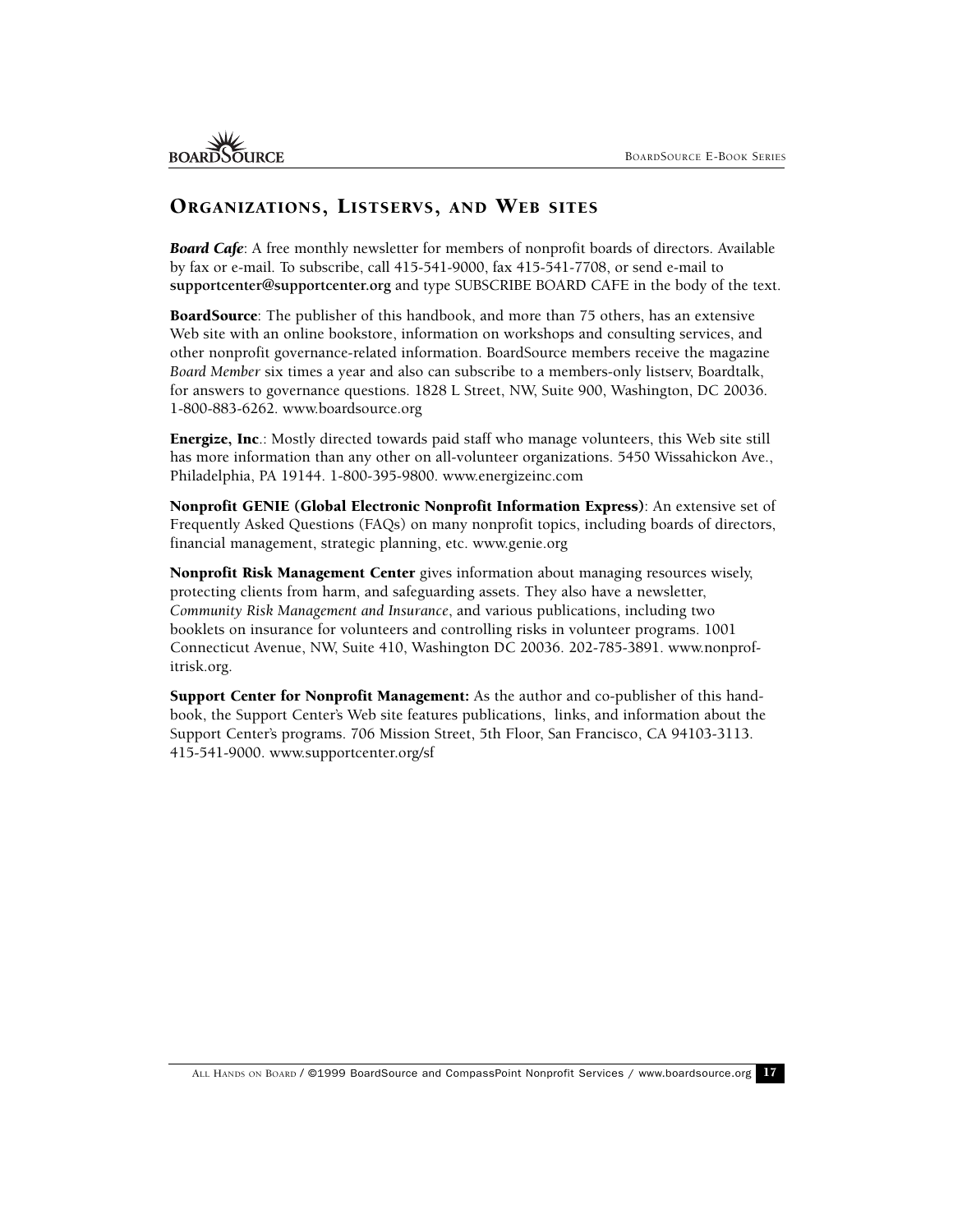## Organizations, Listservs, and Web sites

***Board Cafe***: A free monthly newsletter for members of nonprofit boards of directors. Available by fax or e-mail. To subscribe, call 415-541-9000, fax 415-541-7708, or send e-mail to **supportcenter@supportcenter.org** and type SUBSCRIBE BOARD CAFE in the body of the text.

**BoardSource**: The publisher of this handbook, and more than 75 others, has an extensive Web site with an online bookstore, information on workshops and consulting services, and other nonprofit governance-related information. BoardSource members receive the magazine *Board Member* six times a year and also can subscribe to a members-only listserv, Boardtalk, for answers to governance questions. 1828 L Street, NW, Suite 900, Washington, DC 20036. 1-800-883-6262. www.boardsource.org

**Energize, Inc**.: Mostly directed towards paid staff who manage volunteers, this Web site still has more information than any other on all-volunteer organizations. 5450 Wissahickon Ave., Philadelphia, PA 19144. 1-800-395-9800. www.energizeinc.com

**Nonprofit GENIE (Global Electronic Nonprofit Information Express)**: An extensive set of Frequently Asked Questions (FAQs) on many nonprofit topics, including boards of directors, financial management, strategic planning, etc. www.genie.org

**Nonprofit Risk Management Center** gives information about managing resources wisely, protecting clients from harm, and safeguarding assets. They also have a newsletter, *Community Risk Management and Insurance*, and various publications, including two booklets on insurance for volunteers and controlling risks in volunteer programs. 1001 Connecticut Avenue, NW, Suite 410, Washington DC 20036. 202-785-3891. www.nonprofitrisk.org.

**Support Center for Nonprofit Management:** As the author and co-publisher of this handbook, the Support Center's Web site features publications, links, and information about the Support Center's programs. 706 Mission Street, 5th Floor, San Francisco, CA 94103-3113. 415-541-9000. www.supportcenter.org/sf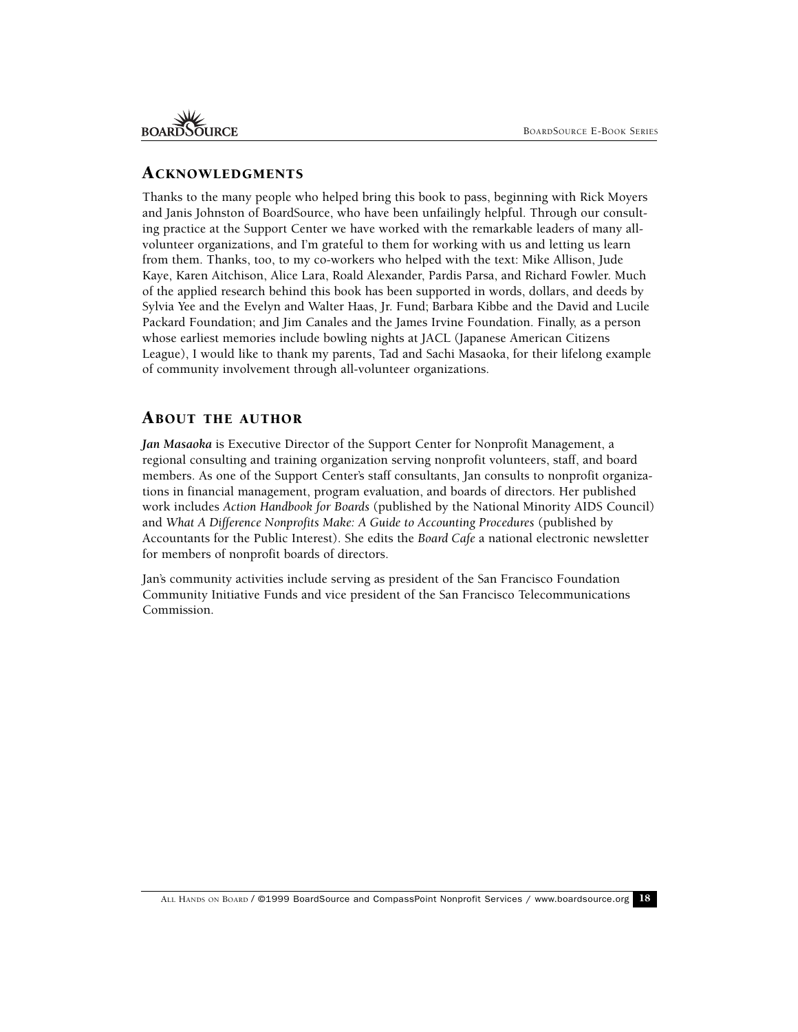## Acknowledgments

Thanks to the many people who helped bring this book to pass, beginning with Rick Moyers and Janis Johnston of BoardSource, who have been unfailingly helpful. Through our consulting practice at the Support Center we have worked with the remarkable leaders of many all-volunteer organizations, and I'm grateful to them for working with us and letting us learn from them. Thanks, too, to my co-workers who helped with the text: Mike Allison, Jude Kaye, Karen Aitchison, Alice Lara, Roald Alexander, Pardis Parsa, and Richard Fowler. Much of the applied research behind this book has been supported in words, dollars, and deeds by Sylvia Yee and the Evelyn and Walter Haas, Jr. Fund; Barbara Kibbe and the David and Lucile Packard Foundation; and Jim Canales and the James Irvine Foundation. Finally, as a person whose earliest memories include bowling nights at JACL (Japanese American Citizens League), I would like to thank my parents, Tad and Sachi Masaoka, for their lifelong example of community involvement through all-volunteer organizations.

## About the author

***Jan Masaoka*** is Executive Director of the Support Center for Nonprofit Management, a regional consulting and training organization serving nonprofit volunteers, staff, and board members. As one of the Support Center's staff consultants, Jan consults to nonprofit organizations in financial management, program evaluation, and boards of directors. Her published work includes *Action Handbook for Boards* (published by the National Minority AIDS Council) and *What A Difference Nonprofits Make: A Guide to Accounting Procedures* (published by Accountants for the Public Interest). She edits the *Board Cafe* a national electronic newsletter for members of nonprofit boards of directors.

Jan's community activities include serving as president of the San Francisco Foundation Community Initiative Funds and vice president of the San Francisco Telecommunications Commission.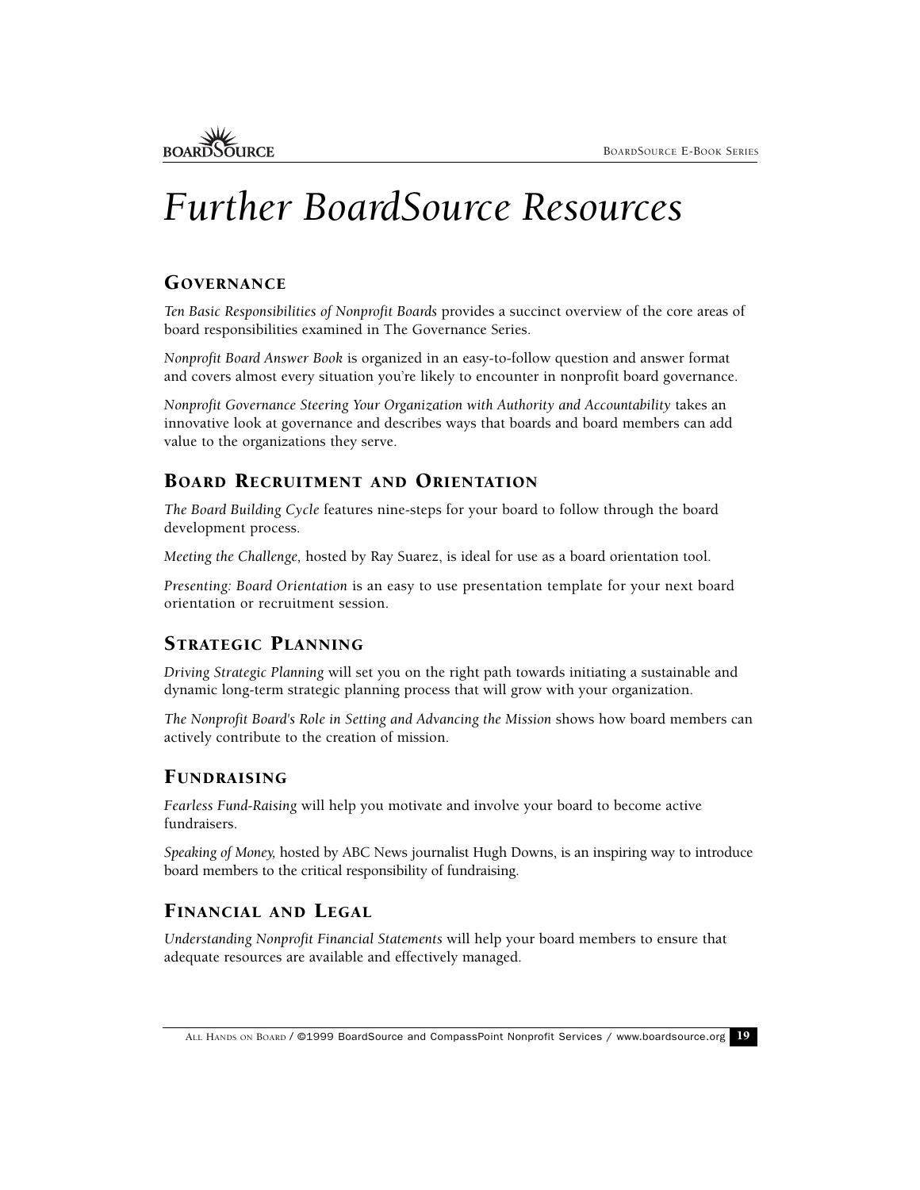# Further BoardSource Resources

## Governance

*Ten Basic Responsibilities of Nonprofit Boards* provides a succinct overview of the core areas of board responsibilities examined in The Governance Series.

*Nonprofit Board Answer Book* is organized in an easy-to-follow question and answer format and covers almost every situation you're likely to encounter in nonprofit board governance.

*Nonprofit Governance Steering Your Organization with Authority and Accountability* takes an innovative look at governance and describes ways that boards and board members can add value to the organizations they serve.

## Board Recruitment and Orientation

*The Board Building Cycle* features nine-steps for your board to follow through the board development process.

*Meeting the Challenge,* hosted by Ray Suarez, is ideal for use as a board orientation tool.

*Presenting: Board Orientation* is an easy to use presentation template for your next board orientation or recruitment session.

## Strategic Planning

*Driving Strategic Planning* will set you on the right path towards initiating a sustainable and dynamic long-term strategic planning process that will grow with your organization.

*The Nonprofit Board's Role in Setting and Advancing the Mission* shows how board members can actively contribute to the creation of mission.

## Fundraising

*Fearless Fund-Raising* will help you motivate and involve your board to become active fundraisers.

*Speaking of Money,* hosted by ABC News journalist Hugh Downs, is an inspiring way to introduce board members to the critical responsibility of fundraising.

## Financial and Legal

*Understanding Nonprofit Financial Statements* will help your board members to ensure that adequate resources are available and effectively managed.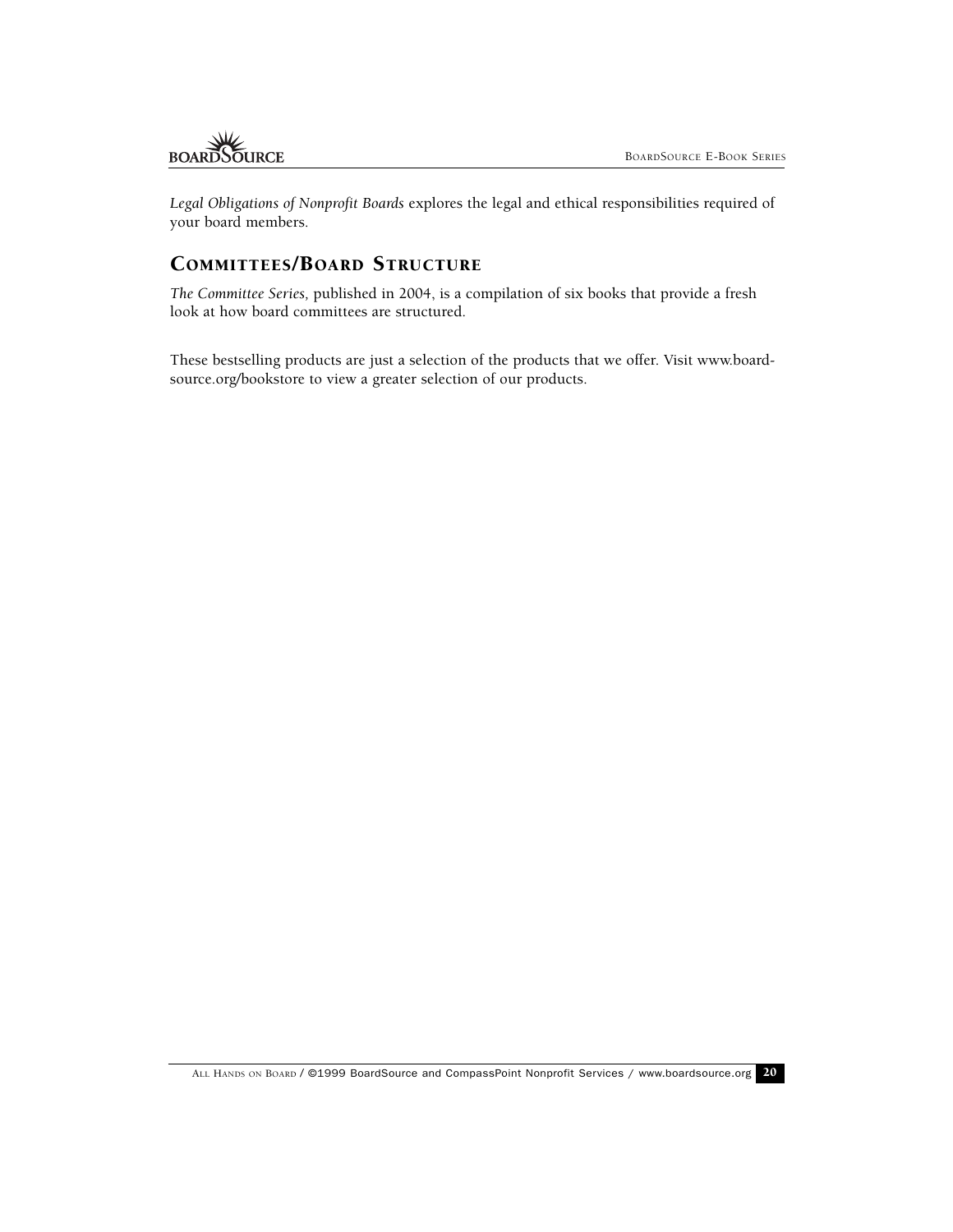*Legal Obligations of Nonprofit Boards* explores the legal and ethical responsibilities required of your board members.

## Committees/Board Structure

*The Committee Series*, published in 2004, is a compilation of six books that provide a fresh look at how board committees are structured.

These bestselling products are just a selection of the products that we offer. Visit www.boardsource.org/bookstore to view a greater selection of our products.